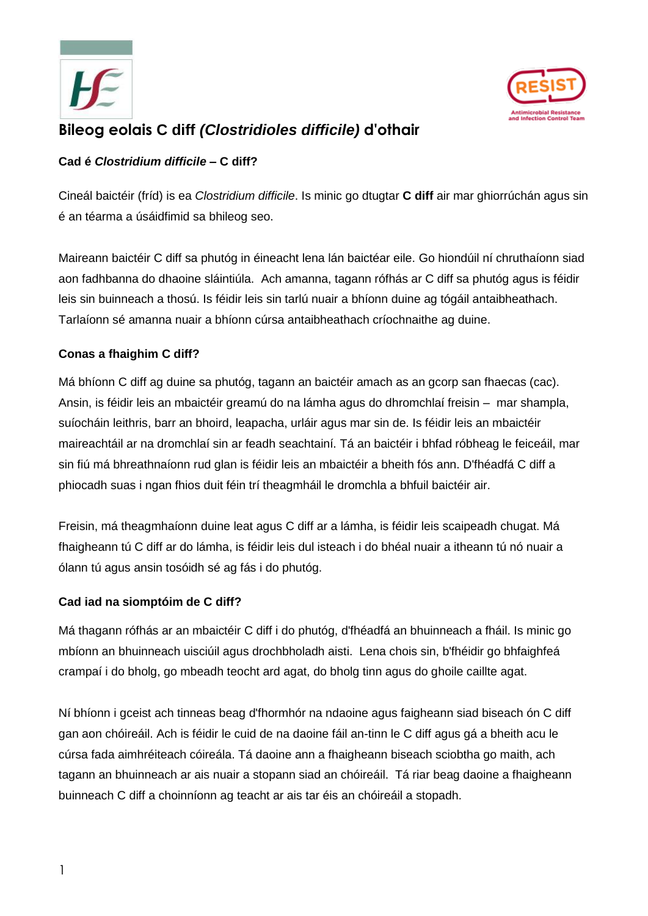# Bileog eolais C diff *(Clostridioles difficile)* d'othair

### Cad é *Clostridium difficile* – C diff?

Cineál baictéir (fríd) is ea *Clostridium difficile*. Is minic go dtugtar **C diff** air mar ghiorrúchán agus sin é an téarma a úsáidfimid sa bhileog seo.

Maireann baictéir C diff sa phutóg in éineacht lena lán baictéar eile. Go hiondúil ní chruthaíonn siad aon fadhbanna do dhaoine sláintiúla. Ach amanna, tagann rófhás ar C diff sa phutóg agus is féidir leis sin buinneach a thosú. Is féidir leis sin tarlú nuair a bhíonn duine ag tógáil antaibheathach. Tarlaíonn sé amanna nuair a bhíonn cúrsa antaibheathach críochnaithe ag duine.

### Conas a fhaighim C diff?

Má bhíonn C diff ag duine sa phutóg, tagann an baictéir amach as an gcorp san fhaecas (cac). Ansin, is féidir leis an mbaictéir greamú do na lámha agus do dhromchlaí freisin – mar shampla, suíocháin leithris, barr an bhoird, leapacha, urláir agus mar sin de. Is féidir leis an mbaictéir maireachtáil ar na dromchlaí sin ar feadh seachtainí. Tá an baictéir i bhfad róbheag le feiceáil, mar sin fiú má bhreathnaíonn rud glan is féidir leis an mbaictéir a bheith fós ann. D'fhéadfá C diff a phiocadh suas i ngan fhios duit féin trí theagmháil le dromchla a bhfuil baictéir air.

Freisin, má theagmhaíonn duine leat agus C diff ar a lámha, is féidir leis scaipeadh chugat. Má fhaigheann tú C diff ar do lámha, is féidir leis dul isteach i do bhéal nuair a itheann tú nó nuair a ólann tú agus ansin tosóidh sé ag fás i do phutóg.

### Cad iad na siomptóim de C diff?

Má thagann rófhás ar an mbaictéir C diff i do phutóg, d'fhéadfá an bhuinneach a fháil. Is minic go mbíonn an bhuinneach uisciúil agus drochbholadh aisti. Lena chois sin, b'fhéidir go bhfaighfeá crampaí i do bholg, go mbeadh teocht ard agat, do bholg tinn agus do ghoile caillte agat.

Ní bhíonn i gceist ach tinneas beag d'fhormhór na ndaoine agus faigheann siad biseach ón C diff gan aon chóireáil. Ach is féidir le cuid de na daoine fáil an-tinn le C diff agus gá a bheith acu le cúrsa fada aimhréiteach cóireála. Tá daoine ann a fhaigheann biseach sciobtha go maith, ach tagann an bhuinneach ar ais nuair a stopann siad an chóireáil. Tá riar beag daoine a fhaigheann buinneach C diff a choinníonn ag teacht ar ais tar éis an chóireáil a stopadh.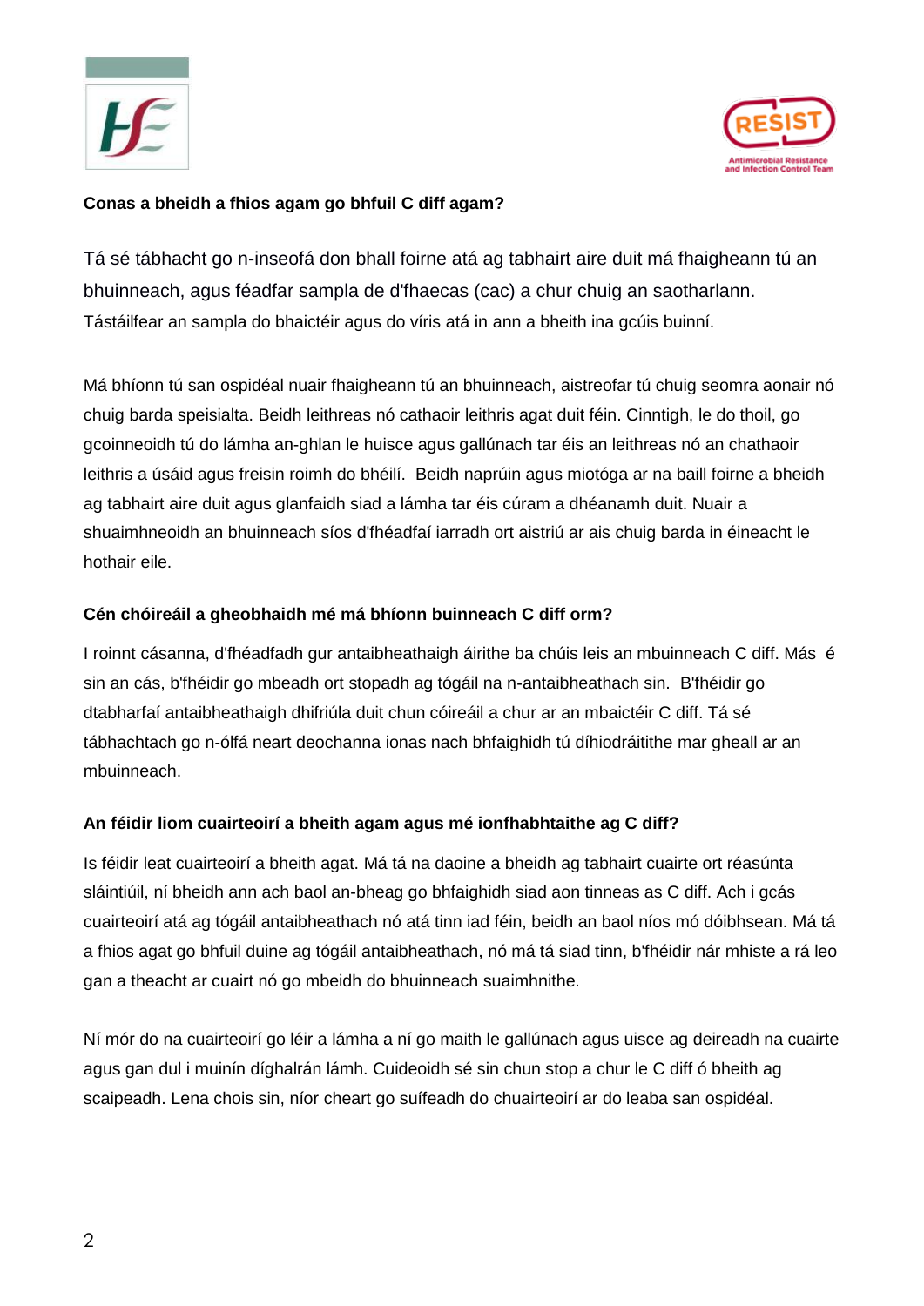**Conas a bheidh a fhios agam go bhfuil C diff agam?**

Tá sé tábhacht go n-inseofá don bhall foirne atá ag tabhairt aire duit má fhaigheann tú an bhuinneach, agus féadfar sampla de d'fhaecas (cac) a chur chuig an saotharlann. Tástáilfear an sampla do bhaictéir agus do víris atá in ann a bheith ina gcúis buinní.

Má bhíonn tú san ospidéal nuair fhaigheann tú an bhuinneach, aistreofar tú chuig seomra aonair nó chuig barda speisialta. Beidh leithreas nó cathaoir leithris agat duit féin. Cinntigh, le do thoil, go gcoinneoidh tú do lámha an-ghlan le huisce agus gallúnach tar éis an leithreas nó an chathaoir leithris a úsáid agus freisin roimh do bhéilí. Beidh naprúin agus miotóga ar na baill foirne a bheidh ag tabhairt aire duit agus glanfaidh siad a lámha tar éis cúram a dhéanamh duit. Nuair a shuaimhneoidh an bhuinneach síos d'fhéadfaí iarradh ort aistriú ar ais chuig barda in éineacht le hothair eile.

**Cén chóireáil a gheobhaidh mé má bhíonn buinneach C diff orm?**

I roinnt cásanna, d'fhéadfadh gur antaibheathaigh áirithe ba chúis leis an mbuinneach C diff. Más é sin an cás, b'fhéidir go mbeadh ort stopadh ag tógáil na n-antaibheathach sin. B'fhéidir go dtabharfaí antaibheathaigh dhifriúla duit chun cóireáil a chur ar an mbaictéir C diff. Tá sé tábhachtach go n-ólfá neart deochanna ionas nach bhfaighidh tú díhiodráitithe mar gheall ar an mbuinneach.

**An féidir liom cuairteoirí a bheith agam agus mé ionfhabhtaithe ag C diff?**

Is féidir leat cuairteoirí a bheith agat. Má tá na daoine a bheidh ag tabhairt cuairte ort réasúnta sláintiúil, ní bheidh ann ach baol an-bheag go bhfaighidh siad aon tinneas as C diff. Ach i gcás cuairteoirí atá ag tógáil antaibheathach nó atá tinn iad féin, beidh an baol níos mó dóibhsean. Má tá a fhios agat go bhfuil duine ag tógáil antaibheathach, nó má tá siad tinn, b'fhéidir nár mhiste a rá leo gan a theacht ar cuairt nó go mbeidh do bhuinneach suaimhnithe.

Ní mór do na cuairteoirí go léir a lámha a ní go maith le gallúnach agus uisce ag deireadh na cuairte agus gan dul i muinín díghalrán lámh. Cuideoidh sé sin chun stop a chur le C diff ó bheith ag scaipeadh. Lena chois sin, níor cheart go suífeadh do chuairteoirí ar do leaba san ospidéal.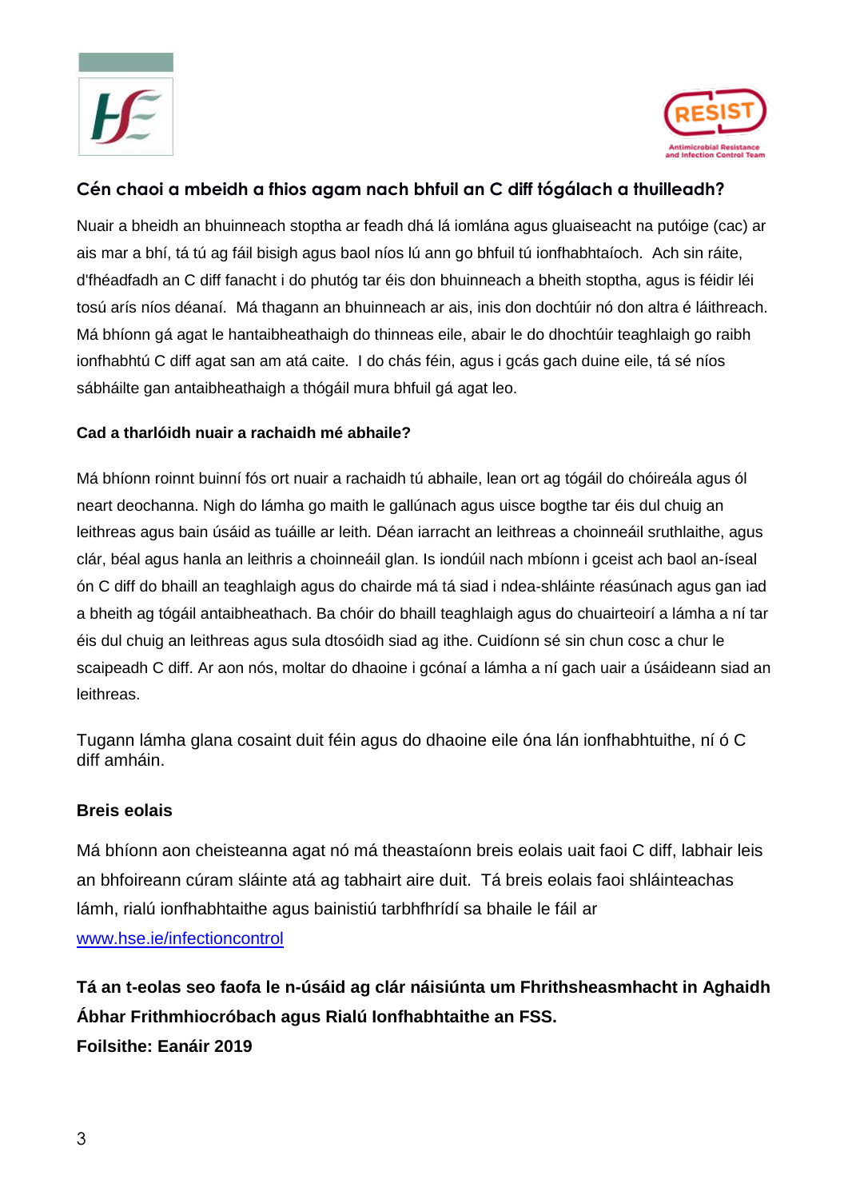## Cén chaoi a mbeidh a fhios agam nach bhfuil an C diff tógálach a thuilleadh?

Nuair a bheidh an bhuinneach stoptha ar feadh dhá lá iomlána agus gluaiseacht na putóige (cac) ar ais mar a bhí, tá tú ag fáil bisigh agus baol níos lú ann go bhfuil tú ionfhabhtaíoch. Ach sin ráite, d'fhéadfadh an C diff fanacht i do phutóg tar éis don bhuinneach a bheith stoptha, agus is féidir léi tosú arís níos déanaí. Má thagann an bhuinneach ar ais, inis don dochtúir nó don altra é láithreach. Má bhíonn gá agat le hantaibheathaigh do thinneas eile, abair le do dhochtúir teaghlaigh go raibh ionfhabhtú C diff agat san am atá caite. I do chás féin, agus i gcás gach duine eile, tá sé níos sábháilte gan antaibheathaigh a thógáil mura bhfuil gá agat leo.

### Cad a tharlóidh nuair a rachaidh mé abhaile?

Má bhíonn roinnt buinní fós ort nuair a rachaidh tú abhaile, lean ort ag tógáil do chóireála agus ól neart deochanna. Nigh do lámha go maith le gallúnach agus uisce bogthe tar éis dul chuig an leithreas agus bain úsáid as tuáille ar leith. Déan iarracht an leithreas a choinneáil sruthlaithe, agus clár, béal agus hanla an leithris a choinneáil glan. Is iondúil nach mbíonn i gceist ach baol an-íseal ón C diff do bhaill an teaghlaigh agus do chairde má tá siad i ndea-shláinte réasúnach agus gan iad a bheith ag tógáil antaibheathach. Ba chóir do bhaill teaghlaigh agus do chuairteoirí a lámha a ní tar éis dul chuig an leithreas agus sula dtosóidh siad ag ithe. Cuidíonn sé sin chun cosc a chur le scaipeadh C diff. Ar aon nós, moltar do dhaoine i gcónaí a lámha a ní gach uair a úsáideann siad an leithreas.

Tugann lámha glana cosaint duit féin agus do dhaoine eile óna lán ionfhabhtuithe, ní ó C diff amháin.

### Breis eolais

Má bhíonn aon cheisteanna agat nó má theastaíonn breis eolais uait faoi C diff, labhair leis an bhfoireann cúram sláinte atá ag tabhairt aire duit. Tá breis eolais faoi shláinteachas lámh, rialú ionfhabhtaithe agus bainistiú tarbhfhrídí sa bhaile le fáil ar [www.hse.ie/infectioncontrol](http://www.hse.ie/infectioncontrol)

**Tá an t-eolas seo faofa le n-úsáid ag clár náisiúnta um Fhrithsheasmhacht in Aghaidh Ábhar Frithmhiocróbach agus Rialú Ionfhabhtaithe an FSS.**
**Foilsithe: Eanáir 2019**